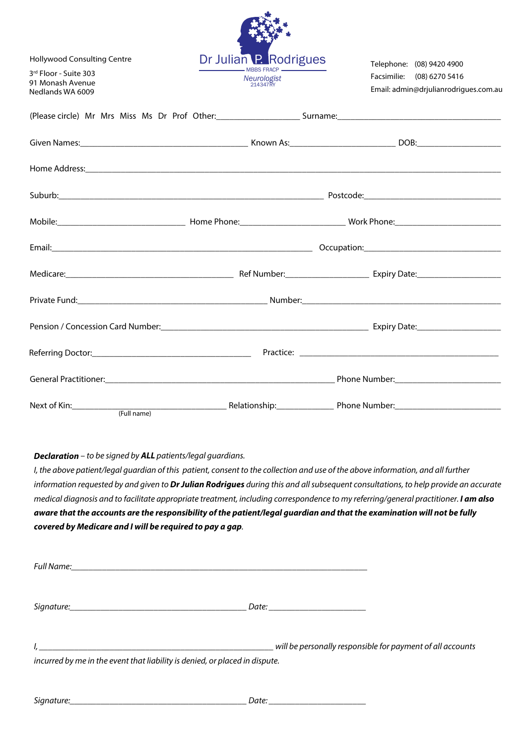Hollywood Consulting Centre

3rd Floor - Suite 303
91 Monash Avenue
Nedlands WA 6009

# Dr Julian P. Rodrigues

MBBS FRACP
Neurologist
214347RY

Telephone: (08) 9420 4900
Facsimilie: (08) 6270 5416
Email: admin@drjulianrodrigues.com.au

(Please circle) Mr Mrs Miss Ms Dr Prof Other:__________________ Surname:_______________________________________

Given Names:_______________________________________ Known As:______________________ DOB:___________________

Home Address:______________________________________________________________________________________

Suburb:_____________________________________________________ Postcode:_____________________________

Mobile:____________________________ Home Phone:_______________________ Work Phone:________________________

Email:_______________________________________________________ Occupation:___________________________

Medicare:______________________________________ Ref Number:__________________ Expiry Date:__________________

Private Fund:________________________________________ Number:______________________________________________

Pension / Concession Card Number:______________________________________________ Expiry Date:__________________

Referring Doctor:___________________________________ Practice: ____________________________________________

General Practitioner:_________________________________________________ Phone Number:________________________

Next of Kin:_________________________________ Relationship:_____________ Phone Number:________________________
(Full name)

***Declaration** – to be signed by **ALL** patients/legal guardians.*
*I, the above patient/legal guardian of this patient, consent to the collection and use of the above information, and all further information requested by and given to **Dr Julian Rodrigues** during this and all subsequent consultations, to help provide an accurate medical diagnosis and to facilitate appropriate treatment, including correspondence to my referring/general practitioner. **I am also aware that the accounts are the responsibility of the patient/legal guardian and that the examination will not be fully covered by Medicare and I will be required to pay a gap**.*

*Full Name:*_________________________________________________________________

*Signature:*_________________________________________ *Date:*______________________

*I,* _______________________________________________________ *will be personally responsible for payment of all accounts incurred by me in the event that liability is denied, or placed in dispute.*

*Signature:*_________________________________________ *Date:*______________________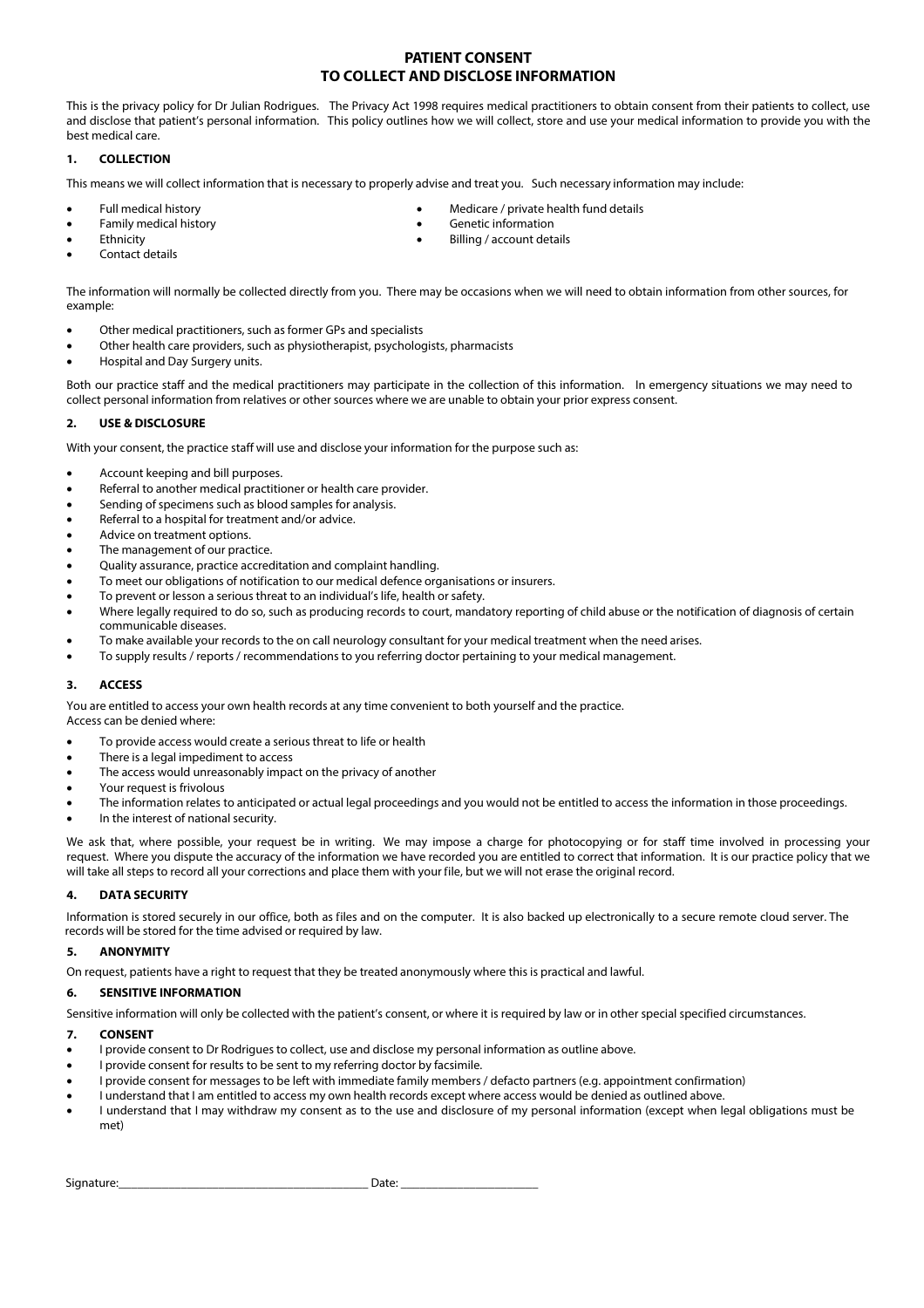# PATIENT CONSENT
# TO COLLECT AND DISCLOSE INFORMATION

This is the privacy policy for Dr Julian Rodrigues. The Privacy Act 1998 requires medical practitioners to obtain consent from their patients to collect, use and disclose that patient's personal information. This policy outlines how we will collect, store and use your medical information to provide you with the best medical care.

## 1. COLLECTION

This means we will collect information that is necessary to properly advise and treat you. Such necessary information may include:

- Full medical history
- Family medical history
- Ethnicity
- Contact details
- Medicare / private health fund details
- Genetic information
- Billing / account details

The information will normally be collected directly from you. There may be occasions when we will need to obtain information from other sources, for example:

- Other medical practitioners, such as former GPs and specialists
- Other health care providers, such as physiotherapist, psychologists, pharmacists
- Hospital and Day Surgery units.

Both our practice staff and the medical practitioners may participate in the collection of this information. In emergency situations we may need to collect personal information from relatives or other sources where we are unable to obtain your prior express consent.

## 2. USE & DISCLOSURE

With your consent, the practice staff will use and disclose your information for the purpose such as:

- Account keeping and bill purposes.
- Referral to another medical practitioner or health care provider.
- Sending of specimens such as blood samples for analysis.
- Referral to a hospital for treatment and/or advice.
- Advice on treatment options.
- The management of our practice.
- Quality assurance, practice accreditation and complaint handling.
- To meet our obligations of notification to our medical defence organisations or insurers.
- To prevent or lesson a serious threat to an individual's life, health or safety.
- Where legally required to do so, such as producing records to court, mandatory reporting of child abuse or the notification of diagnosis of certain communicable diseases.
- To make available your records to the on call neurology consultant for your medical treatment when the need arises.
- To supply results / reports / recommendations to you referring doctor pertaining to your medical management.

## 3. ACCESS

You are entitled to access your own health records at any time convenient to both yourself and the practice.
Access can be denied where:

- To provide access would create a serious threat to life or health
- There is a legal impediment to access
- The access would unreasonably impact on the privacy of another
- Your request is frivolous
- The information relates to anticipated or actual legal proceedings and you would not be entitled to access the information in those proceedings.
- In the interest of national security.

We ask that, where possible, your request be in writing. We may impose a charge for photocopying or for staff time involved in processing your request. Where you dispute the accuracy of the information we have recorded you are entitled to correct that information. It is our practice policy that we will take all steps to record all your corrections and place them with your file, but we will not erase the original record.

## 4. DATA SECURITY

Information is stored securely in our office, both as files and on the computer. It is also backed up electronically to a secure remote cloud server. The records will be stored for the time advised or required by law.

## 5. ANONYMITY

On request, patients have a right to request that they be treated anonymously where this is practical and lawful.

## 6. SENSITIVE INFORMATION

Sensitive information will only be collected with the patient's consent, or where it is required by law or in other special specified circumstances.

## 7. CONSENT

- I provide consent to Dr Rodrigues to collect, use and disclose my personal information as outline above.
- I provide consent for results to be sent to my referring doctor by facsimile.
- I provide consent for messages to be left with immediate family members / defacto partners (e.g. appointment confirmation)
- I understand that I am entitled to access my own health records except where access would be denied as outlined above.
- I understand that I may withdraw my consent as to the use and disclosure of my personal information (except when legal obligations must be met)

Signature:________________________________________ Date: ______________________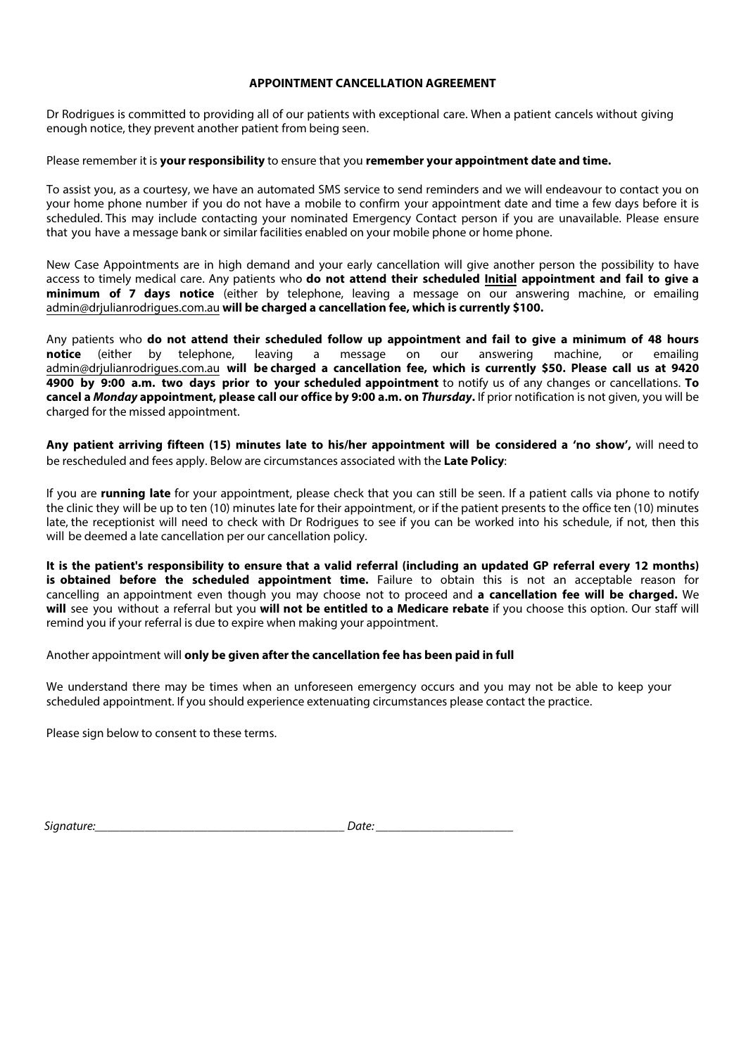**APPOINTMENT CANCELLATION AGREEMENT**

Dr Rodrigues is committed to providing all of our patients with exceptional care. When a patient cancels without giving enough notice, they prevent another patient from being seen.

Please remember it is **your responsibility** to ensure that you **remember your appointment date and time.**

To assist you, as a courtesy, we have an automated SMS service to send reminders and we will endeavour to contact you on your home phone number if you do not have a mobile to confirm your appointment date and time a few days before it is scheduled. This may include contacting your nominated Emergency Contact person if you are unavailable. Please ensure that you have a message bank or similar facilities enabled on your mobile phone or home phone.

New Case Appointments are in high demand and your early cancellation will give another person the possibility to have access to timely medical care. Any patients who **do not attend their scheduled Initial appointment and fail to give a minimum of 7 days notice** (either by telephone, leaving a message on our answering machine, or emailing admin@drjulianrodrigues.com.au **will be charged a cancellation fee, which is currently $100.**

Any patients who **do not attend their scheduled follow up appointment and fail to give a minimum of 48 hours notice** (either by telephone, leaving a message on our answering machine, or emailing admin@drjulianrodrigues.com.au **will be charged a cancellation fee, which is currently $50. Please call us at 9420 4900 by 9:00 a.m. two days prior to your scheduled appointment** to notify us of any changes or cancellations. **To cancel a *Monday* appointment, please call our office by 9:00 a.m. on *Thursday*.** If prior notification is not given, you will be charged for the missed appointment.

**Any patient arriving fifteen (15) minutes late to his/her appointment will be considered a 'no show',** will need to be rescheduled and fees apply. Below are circumstances associated with the **Late Policy**:

If you are **running late** for your appointment, please check that you can still be seen. If a patient calls via phone to notify the clinic they will be up to ten (10) minutes late for their appointment, or if the patient presents to the office ten (10) minutes late, the receptionist will need to check with Dr Rodrigues to see if you can be worked into his schedule, if not, then this will be deemed a late cancellation per our cancellation policy.

**It is the patient's responsibility to ensure that a valid referral (including an updated GP referral every 12 months) is obtained before the scheduled appointment time.** Failure to obtain this is not an acceptable reason for cancelling an appointment even though you may choose not to proceed and **a cancellation fee will be charged.** We **will** see you without a referral but you **will not be entitled to a Medicare rebate** if you choose this option. Our staff will remind you if your referral is due to expire when making your appointment.

Another appointment will **only be given after the cancellation fee has been paid in full**

We understand there may be times when an unforeseen emergency occurs and you may not be able to keep your scheduled appointment. If you should experience extenuating circumstances please contact the practice.

Please sign below to consent to these terms.

*Signature:*________________________________________ *Date:* ______________________